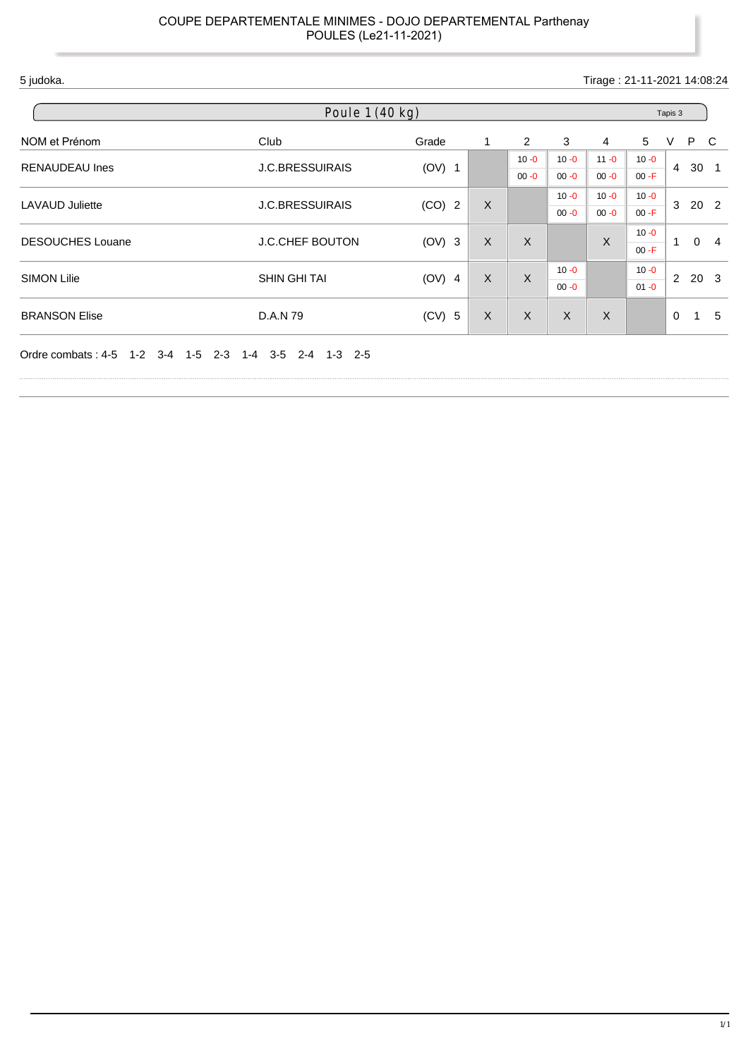COUPE DEPARTEMENTALE MINIMES - DOJO DEPARTEMENTAL Parthenay
POULES (Le21-11-2021)

5 judoka.

Tirage : 21-11-2021 14:08:24

## Poule 1 (40 kg)

Tapis 3

| NOM et Prénom | Club | Grade | | 1 | 2 | 3 | 4 | 5 | V | P | C |
|---|---|---|---|---|---|---|---|---|---|---|---|
| RENAUDEAU Ines | J.C.BRESSUIRAIS | (OV) | 1 | | 10 -0 / 00 -0 | 10 -0 / 00 -0 | 11 -0 / 00 -0 | 10 -0 / 00 -F | 4 | 30 | 1 |
| LAVAUD Juliette | J.C.BRESSUIRAIS | (CO) | 2 | X | | 10 -0 / 00 -0 | 10 -0 / 00 -0 | 10 -0 / 00 -F | 3 | 20 | 2 |
| DESOUCHES Louane | J.C.CHEF BOUTON | (OV) | 3 | X | X | | X | 10 -0 / 00 -F | 1 | 0 | 4 |
| SIMON Lilie | SHIN GHI TAI | (OV) | 4 | X | X | 10 -0 / 00 -0 | | 10 -0 / 01 -0 | 2 | 20 | 3 |
| BRANSON Elise | D.A.N 79 | (CV) | 5 | X | X | X | X | | 0 | 1 | 5 |

Ordre combats : 4-5 1-2 3-4 1-5 2-3 1-4 3-5 2-4 1-3 2-5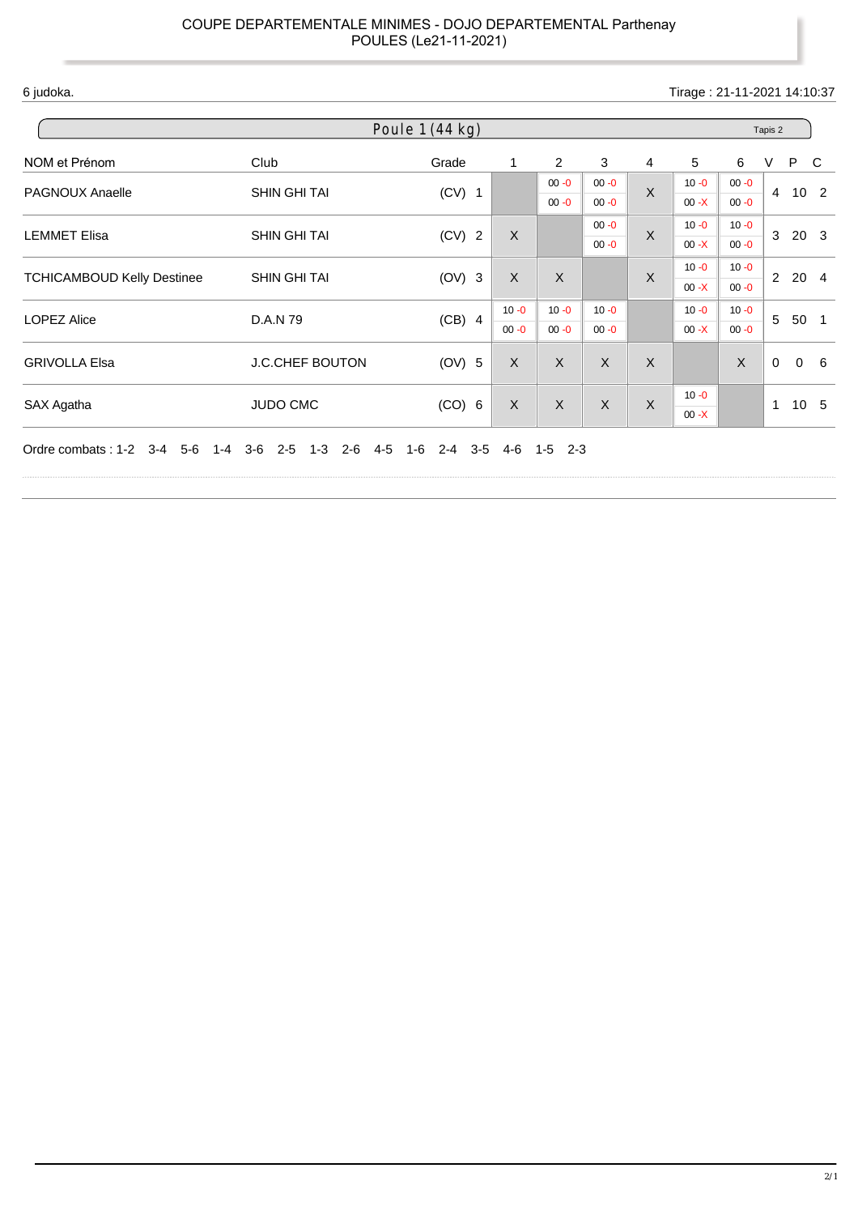COUPE DEPARTEMENTALE MINIMES - DOJO DEPARTEMENTAL Parthenay
POULES (Le21-11-2021)

6 judoka.

Tirage : 21-11-2021 14:10:37

## Poule 1 (44 kg)

Tapis 2

| NOM et Prénom | Club | Grade | 1 | 2 | 3 | 4 | 5 | 6 | V | P | C |
|---|---|---|---|---|---|---|---|---|---|---|---|
| PAGNOUX Anaelle | SHIN GHI TAI | (CV) 1 | | 00 -0 00 -0 | 00 -0 00 -0 | X | 10 -0 00 -X | 00 -0 00 -0 | 4 | 10 | 2 |
| LEMMET Elisa | SHIN GHI TAI | (CV) 2 | X | | 00 -0 00 -0 | X | 10 -0 00 -X | 10 -0 00 -0 | 3 | 20 | 3 |
| TCHICAMBOUD Kelly Destinee | SHIN GHI TAI | (OV) 3 | X | X | | X | 10 -0 00 -X | 10 -0 00 -0 | 2 | 20 | 4 |
| LOPEZ Alice | D.A.N 79 | (CB) 4 | 10 -0 00 -0 | 10 -0 00 -0 | 10 -0 00 -0 | | 10 -0 00 -X | 10 -0 00 -0 | 5 | 50 | 1 |
| GRIVOLLA Elsa | J.C.CHEF BOUTON | (OV) 5 | X | X | X | X | | X | 0 | 0 | 6 |
| SAX Agatha | JUDO CMC | (CO) 6 | X | X | X | X | 10 -0 00 -X | | 1 | 10 | 5 |

Ordre combats : 1-2 3-4 5-6 1-4 3-6 2-5 1-3 2-6 4-5 1-6 2-4 3-5 4-6 1-5 2-3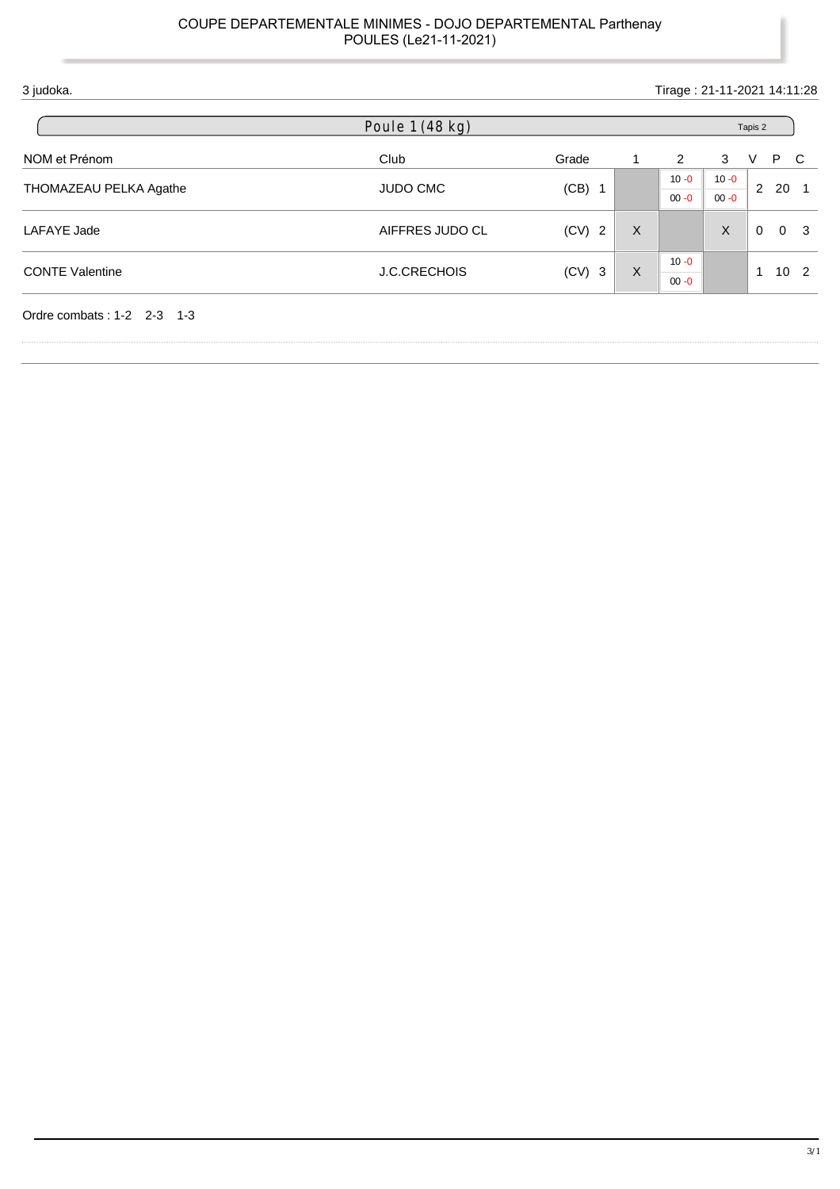COUPE DEPARTEMENTALE MINIMES - DOJO DEPARTEMENTAL Parthenay
POULES (Le21-11-2021)

3 judoka.

Tirage : 21-11-2021 14:11:28

## Poule 1 (48 kg)

Tapis 2

| NOM et Prénom | Club | Grade | 1 | 2 | 3 | V | P | C |
|---|---|---|---|---|---|---|---|---|
| THOMAZEAU PELKA Agathe | JUDO CMC | (CB) 1 | | 10 -0 / 00 -0 | 10 -0 / 00 -0 | 2 | 20 | 1 |
| LAFAYE Jade | AIFFRES JUDO CL | (CV) 2 | X | | X | 0 | 0 | 3 |
| CONTE Valentine | J.C.CRECHOIS | (CV) 3 | X | 10 -0 / 00 -0 | | 1 | 10 | 2 |

Ordre combats : 1-2 2-3 1-3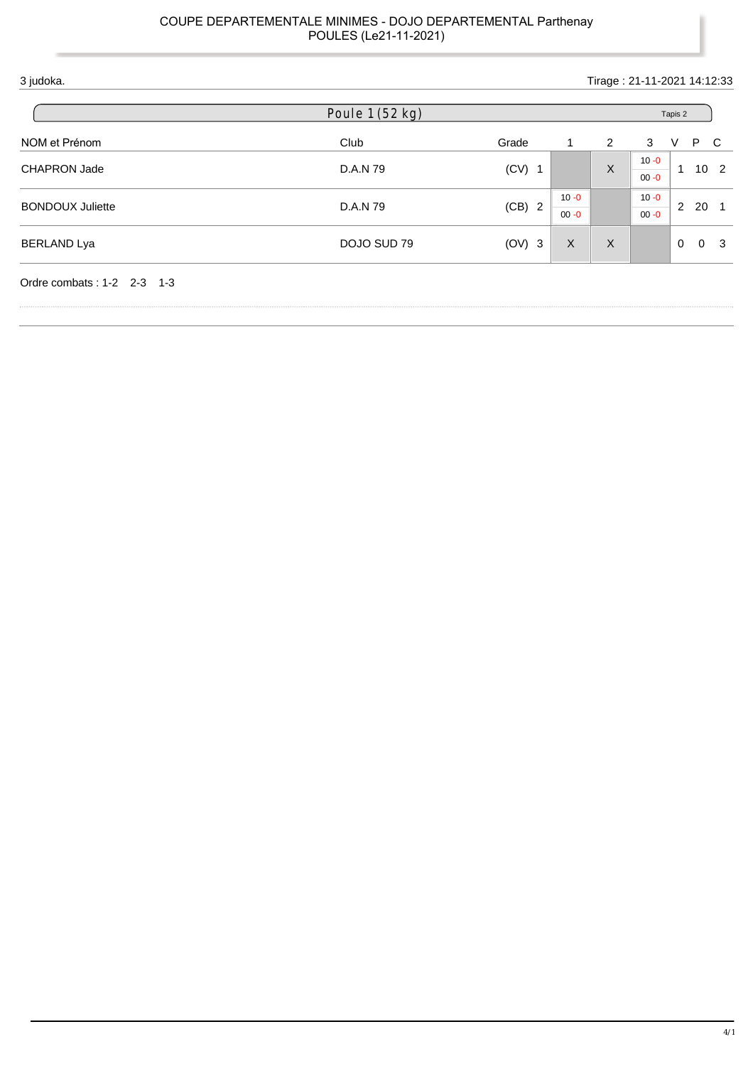COUPE DEPARTEMENTALE MINIMES - DOJO DEPARTEMENTAL Parthenay
POULES (Le21-11-2021)

3 judoka.

Tirage : 21-11-2021 14:12:33

## Poule 1 (52 kg)

Tapis 2

| NOM et Prénom | Club | Grade | 1 | 2 | 3 | V | P | C |
|---|---|---|---|---|---|---|---|---|
| CHAPRON Jade | D.A.N 79 | (CV) 1 | | X | 10 -0 / 00 -0 | 1 | 10 | 2 |
| BONDOUX Juliette | D.A.N 79 | (CB) 2 | 10 -0 / 00 -0 | | 10 -0 / 00 -0 | 2 | 20 | 1 |
| BERLAND Lya | DOJO SUD 79 | (OV) 3 | X | X | | 0 | 0 | 3 |

Ordre combats : 1-2 2-3 1-3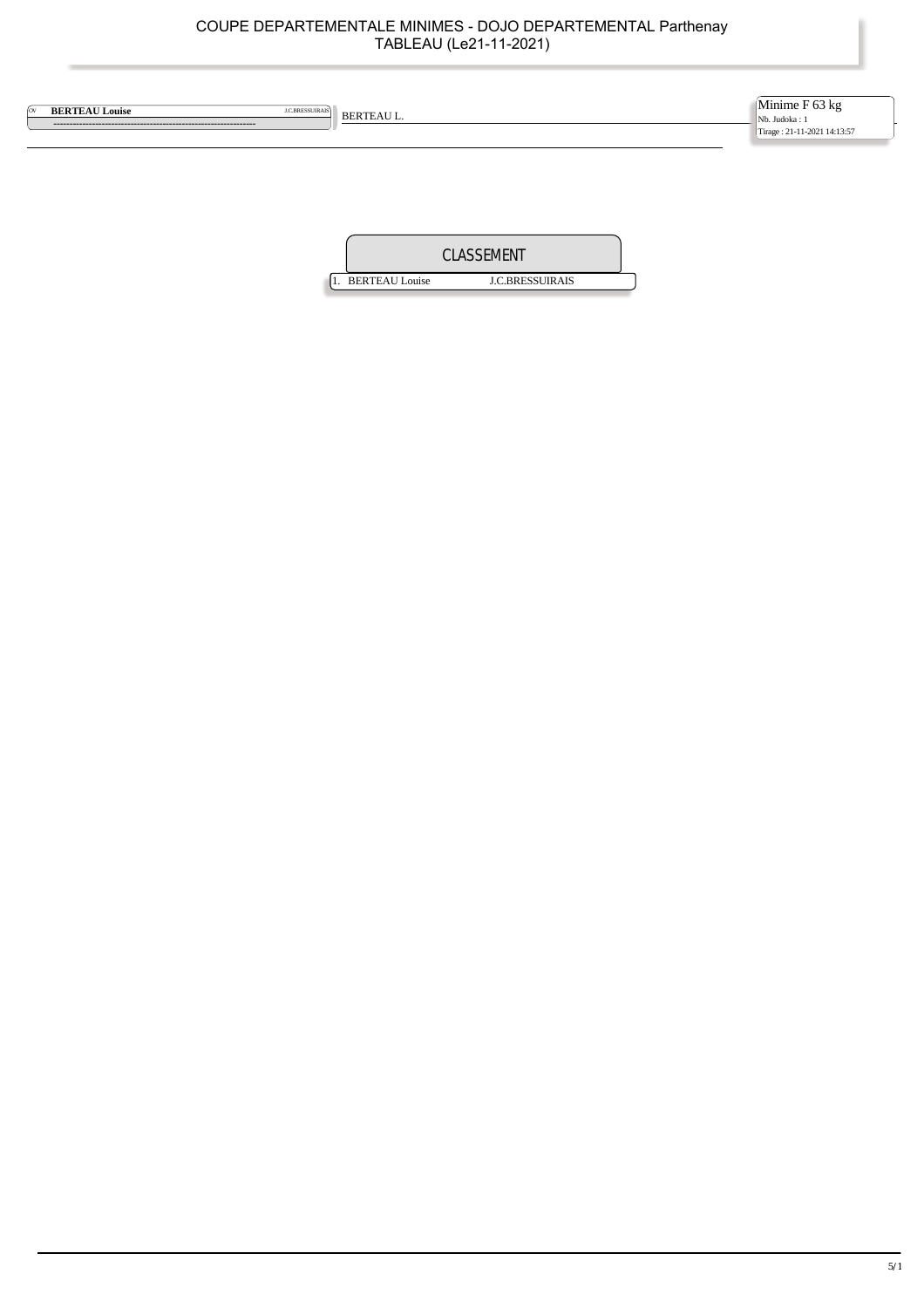# COUPE DEPARTEMENTALE MINIMES - DOJO DEPARTEMENTAL Parthenay

TABLEAU (Le21-11-2021)

Minime F 63 kg
Nb. Judoka : 1
Tirage : 21-11-2021 14:13:57

OV **BERTEAU Louise** J.C.BRESSUIRAIS

BERTEAU L.

## CLASSEMENT

| | | |
|---|---|---|
| 1. | BERTEAU Louise | J.C.BRESSUIRAIS |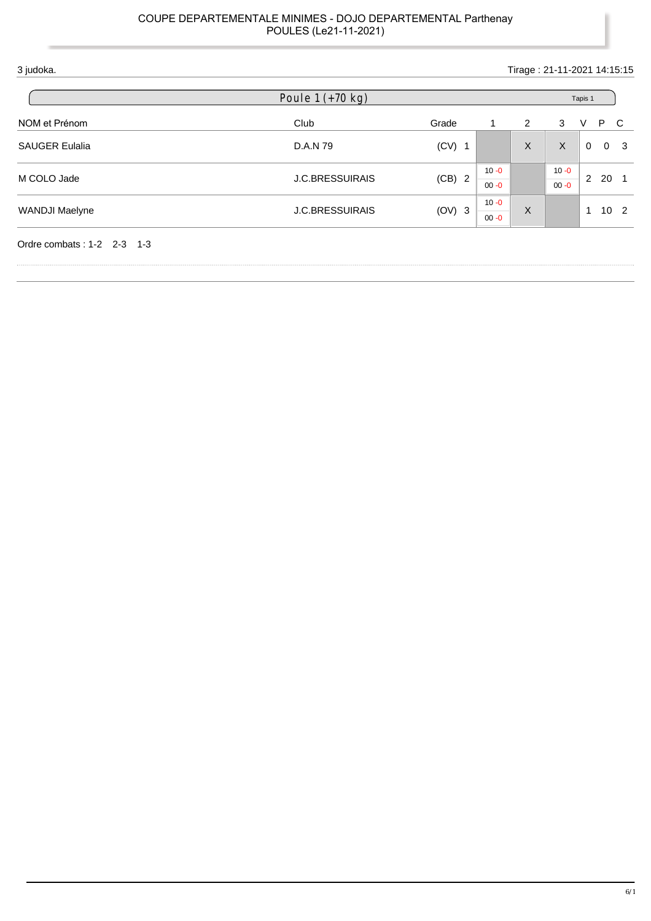COUPE DEPARTEMENTALE MINIMES - DOJO DEPARTEMENTAL Parthenay
POULES (Le21-11-2021)

3 judoka.

Tirage : 21-11-2021 14:15:15

## Poule 1 (+70 kg)

Tapis 1

| NOM et Prénom | Club | Grade | | 1 | 2 | 3 | V | P | C |
|---|---|---|---|---|---|---|---|---|---|
| SAUGER Eulalia | D.A.N 79 | (CV) | 1 | | X | X | 0 | 0 | 3 |
| M COLO Jade | J.C.BRESSUIRAIS | (CB) | 2 | 10 -0 00 -0 | | 10 -0 00 -0 | 2 | 20 | 1 |
| WANDJI Maelyne | J.C.BRESSUIRAIS | (OV) | 3 | 10 -0 00 -0 | X | | 1 | 10 | 2 |

Ordre combats : 1-2 2-3 1-3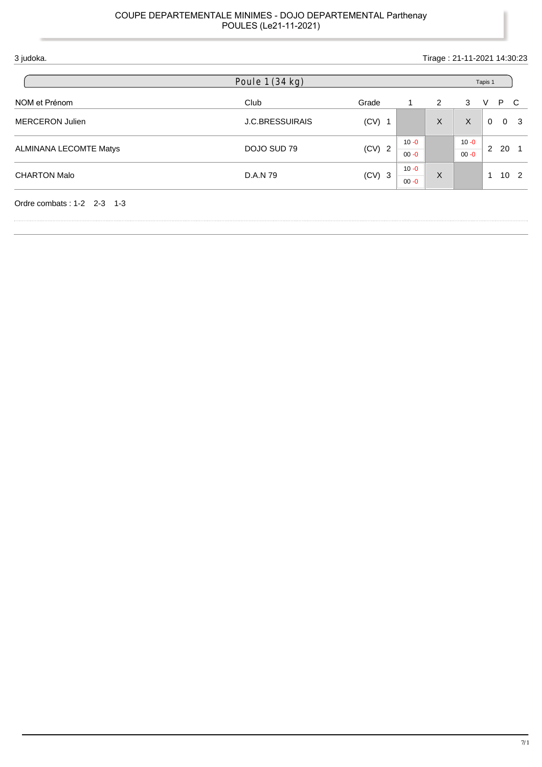COUPE DEPARTEMENTALE MINIMES - DOJO DEPARTEMENTAL Parthenay
POULES (Le21-11-2021)

3 judoka.

Tirage : 21-11-2021 14:30:23

## Poule 1 (34 kg)

Tapis 1

| NOM et Prénom | Club | Grade | 1 | 2 | 3 | V | P | C |
|---|---|---|---|---|---|---|---|---|
| MERCERON Julien | J.C.BRESSUIRAIS | (CV) 1 | | X | X | 0 | 0 | 3 |
| ALMINANA LECOMTE Matys | DOJO SUD 79 | (CV) 2 | 10 -0 / 00 -0 | | 10 -0 / 00 -0 | 2 | 20 | 1 |
| CHARTON Malo | D.A.N 79 | (CV) 3 | 10 -0 / 00 -0 | X | | 1 | 10 | 2 |

Ordre combats : 1-2 2-3 1-3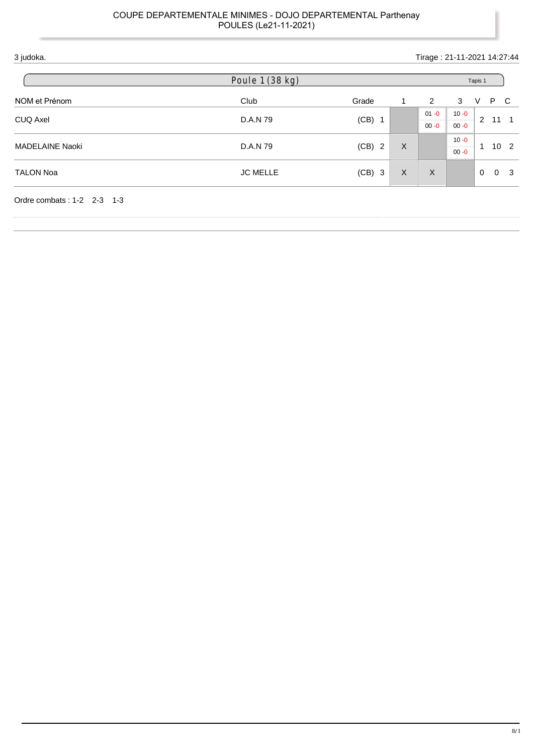COUPE DEPARTEMENTALE MINIMES - DOJO DEPARTEMENTAL Parthenay
POULES (Le21-11-2021)

3 judoka.

Tirage : 21-11-2021 14:27:44

## Poule 1 (38 kg)

Tapis 1

| NOM et Prénom | Club | Grade | 1 | 2 | 3 | V | P | C |
|---|---|---|---|---|---|---|---|---|
| CUQ Axel | D.A.N 79 | (CB) 1 | | 01 -0 / 00 -0 | 10 -0 / 00 -0 | 2 | 11 | 1 |
| MADELAINE Naoki | D.A.N 79 | (CB) 2 | X | | 10 -0 / 00 -0 | 1 | 10 | 2 |
| TALON Noa | JC MELLE | (CB) 3 | X | X | | 0 | 0 | 3 |

Ordre combats : 1-2 2-3 1-3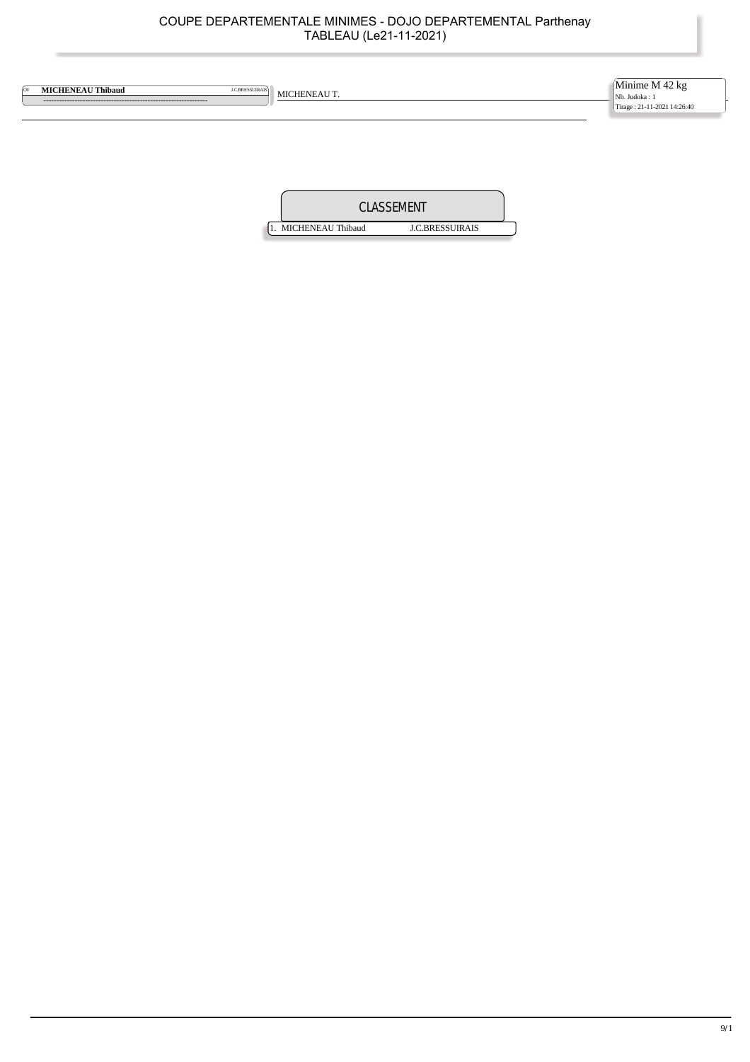# COUPE DEPARTEMENTALE MINIMES - DOJO DEPARTEMENTAL Parthenay
TABLEAU (Le21-11-2021)

Minime M 42 kg
Nb. Judoka : 1
Tirage : 21-11-2021 14:26:40

| | | | |
|---|---|---|---|
| OV | **MICHENEAU Thibaud** | J.C.BRESSUIRAIS | MICHENEAU T. |
| | ------------------------------------------------------------ | | |

## CLASSEMENT

| | | |
|---|---|---|
| 1. | MICHENEAU Thibaud | J.C.BRESSUIRAIS |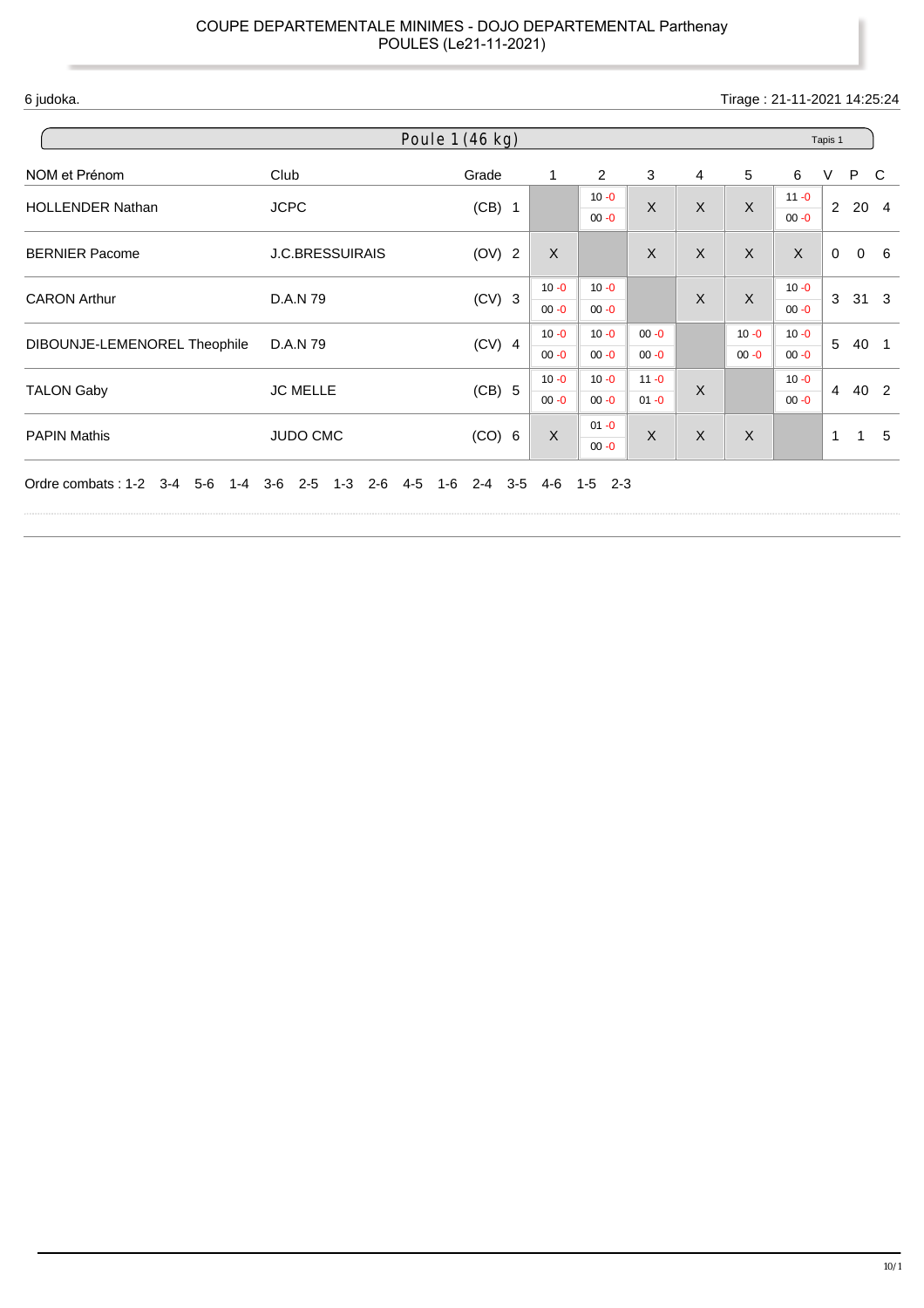COUPE DEPARTEMENTALE MINIMES - DOJO DEPARTEMENTAL Parthenay
POULES (Le21-11-2021)

6 judoka.

Tirage : 21-11-2021 14:25:24

## Poule 1 (46 kg)

Tapis 1

| NOM et Prénom | Club | Grade | 1 | 2 | 3 | 4 | 5 | 6 | V | P | C |
|---|---|---|---|---|---|---|---|---|---|---|---|
| HOLLENDER Nathan | JCPC | (CB) 1 | | 10 -0 / 00 -0 | X | X | X | 11 -0 / 00 -0 | 2 | 20 | 4 |
| BERNIER Pacome | J.C.BRESSUIRAIS | (OV) 2 | X | | X | X | X | X | 0 | 0 | 6 |
| CARON Arthur | D.A.N 79 | (CV) 3 | 10 -0 / 00 -0 | 10 -0 / 00 -0 | | X | X | 10 -0 / 00 -0 | 3 | 31 | 3 |
| DIBOUNJE-LEMENOREL Theophile | D.A.N 79 | (CV) 4 | 10 -0 / 00 -0 | 10 -0 / 00 -0 | 00 -0 / 00 -0 | | 10 -0 / 00 -0 | 10 -0 / 00 -0 | 5 | 40 | 1 |
| TALON Gaby | JC MELLE | (CB) 5 | 10 -0 / 00 -0 | 10 -0 / 00 -0 | 11 -0 / 01 -0 | X | | 10 -0 / 00 -0 | 4 | 40 | 2 |
| PAPIN Mathis | JUDO CMC | (CO) 6 | X | 01 -0 / 00 -0 | X | X | X | | 1 | 1 | 5 |

Ordre combats : 1-2 3-4 5-6 1-4 3-6 2-5 1-3 2-6 4-5 1-6 2-4 3-5 4-6 1-5 2-3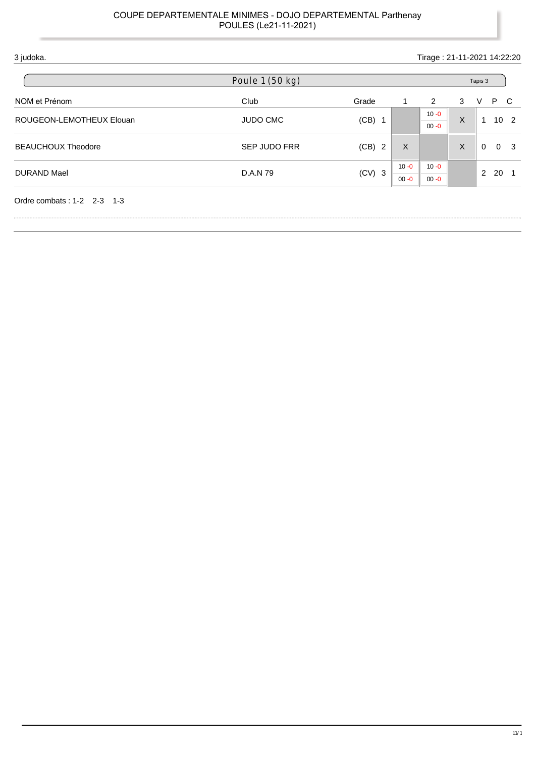COUPE DEPARTEMENTALE MINIMES - DOJO DEPARTEMENTAL Parthenay
POULES (Le21-11-2021)

3 judoka.

Tirage : 21-11-2021 14:22:20

## Poule 1 (50 kg)

Tapis 3

| NOM et Prénom | Club | Grade | 1 | 2 | 3 | V | P | C |
|---|---|---|---|---|---|---|---|---|
| ROUGEON-LEMOTHEUX Elouan | JUDO CMC | (CB) 1 | | 10 -0 / 00 -0 | X | 1 | 10 | 2 |
| BEAUCHOUX Theodore | SEP JUDO FRR | (CB) 2 | X | | X | 0 | 0 | 3 |
| DURAND Mael | D.A.N 79 | (CV) 3 | 10 -0 / 00 -0 | 10 -0 / 00 -0 | | 2 | 20 | 1 |

Ordre combats : 1-2 2-3 1-3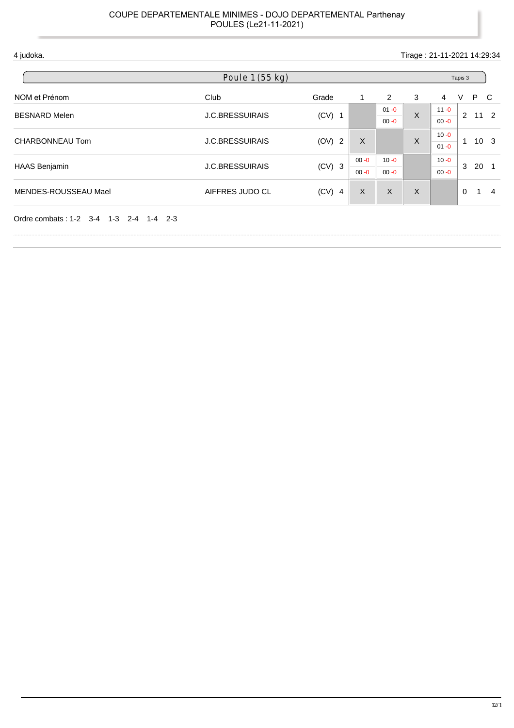COUPE DEPARTEMENTALE MINIMES - DOJO DEPARTEMENTAL Parthenay
POULES (Le21-11-2021)

4 judoka.

Tirage : 21-11-2021 14:29:34

## Poule 1 (55 kg)

Tapis 3

| NOM et Prénom | Club | Grade | 1 | 2 | 3 | 4 | V | P | C |
|---|---|---|---|---|---|---|---|---|---|
| BESNARD Melen | J.C.BRESSUIRAIS | (CV) 1 | | 01 -0 / 00 -0 | X | 11 -0 / 00 -0 | 2 | 11 | 2 |
| CHARBONNEAU Tom | J.C.BRESSUIRAIS | (OV) 2 | X | | X | 10 -0 / 01 -0 | 1 | 10 | 3 |
| HAAS Benjamin | J.C.BRESSUIRAIS | (CV) 3 | 00 -0 / 00 -0 | 10 -0 / 00 -0 | | 10 -0 / 00 -0 | 3 | 20 | 1 |
| MENDES-ROUSSEAU Mael | AIFFRES JUDO CL | (CV) 4 | X | X | X | | 0 | 1 | 4 |

Ordre combats : 1-2 3-4 1-3 2-4 1-4 2-3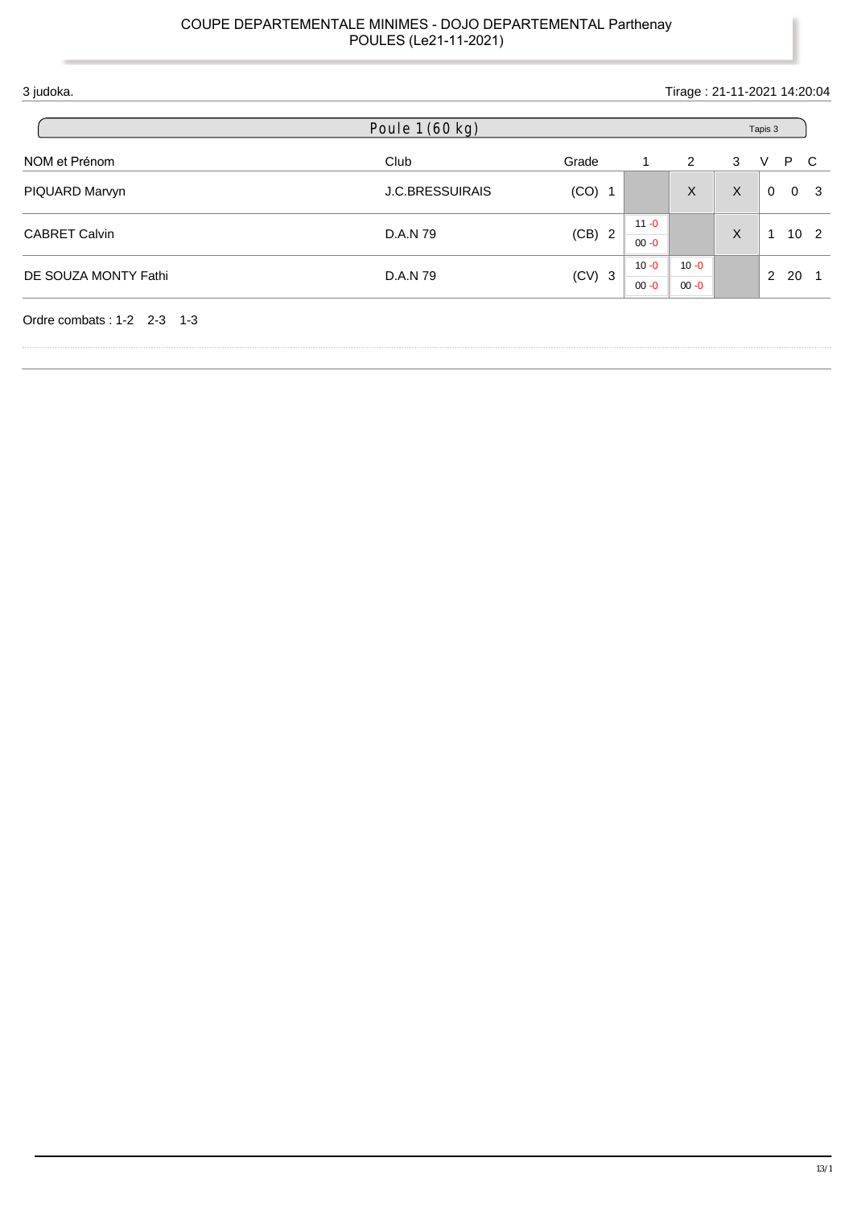COUPE DEPARTEMENTALE MINIMES - DOJO DEPARTEMENTAL Parthenay
POULES (Le21-11-2021)

3 judoka.

Tirage : 21-11-2021 14:20:04

## Poule 1 (60 kg)

Tapis 3

| NOM et Prénom | Club | Grade | 1 | 2 | 3 | V | P | C |
|---|---|---|---|---|---|---|---|---|
| PIQUARD Marvyn | J.C.BRESSUIRAIS | (CO) 1 | | X | X | 0 | 0 | 3 |
| CABRET Calvin | D.A.N 79 | (CB) 2 | 11 -0 / 00 -0 | | X | 1 | 10 | 2 |
| DE SOUZA MONTY Fathi | D.A.N 79 | (CV) 3 | 10 -0 / 00 -0 | 10 -0 / 00 -0 | | 2 | 20 | 1 |

Ordre combats : 1-2 2-3 1-3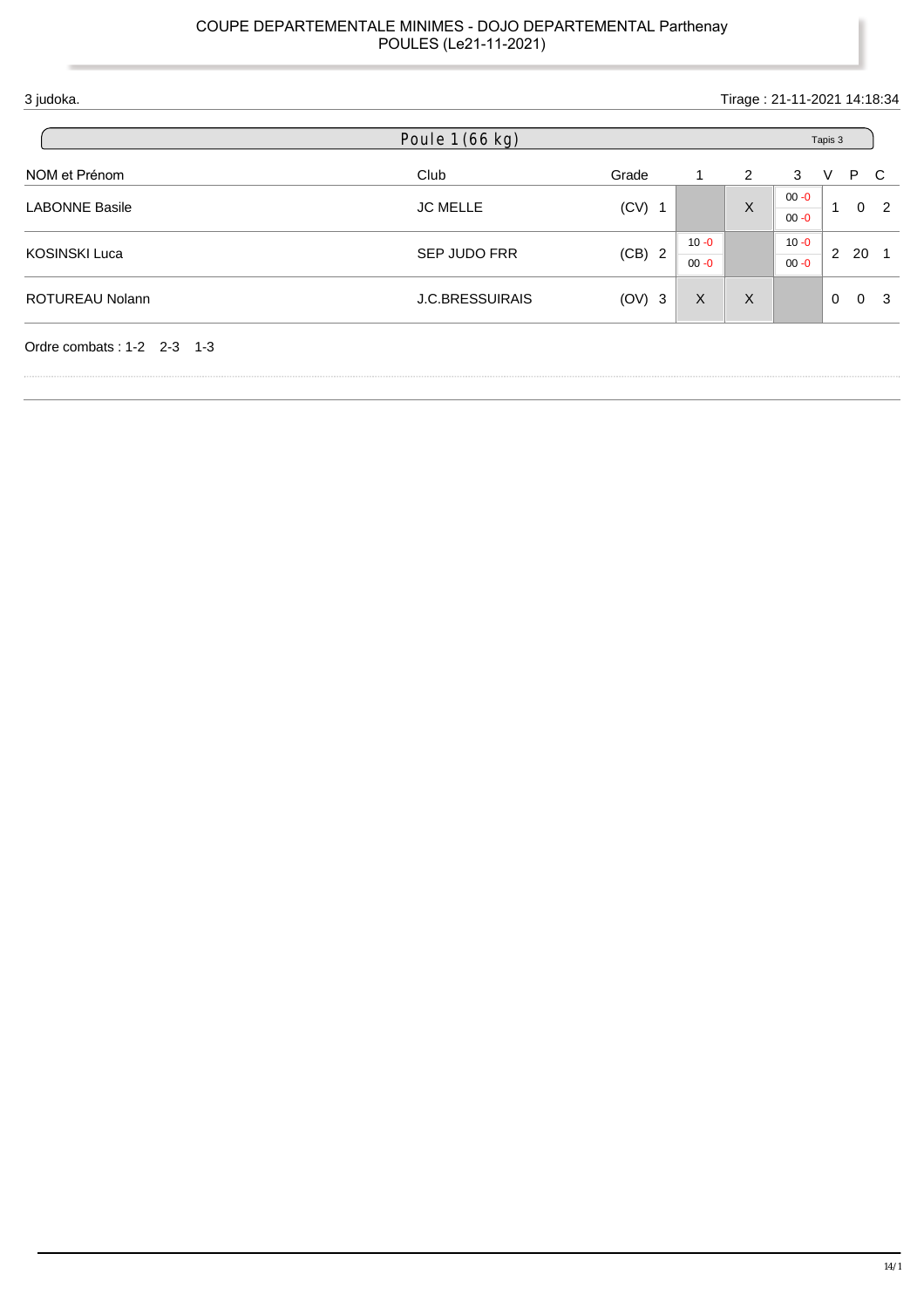COUPE DEPARTEMENTALE MINIMES - DOJO DEPARTEMENTAL Parthenay
POULES (Le21-11-2021)

3 judoka.

Tirage : 21-11-2021 14:18:34

## Poule 1 (66 kg)

Tapis 3

| NOM et Prénom | Club | Grade | 1 | 2 | 3 | V | P | C |
|---|---|---|---|---|---|---|---|---|
| LABONNE Basile | JC MELLE | (CV) 1 | | X | 00 -0 / 00 -0 | 1 | 0 | 2 |
| KOSINSKI Luca | SEP JUDO FRR | (CB) 2 | 10 -0 / 00 -0 | | 10 -0 / 00 -0 | 2 | 20 | 1 |
| ROTUREAU Nolann | J.C.BRESSUIRAIS | (OV) 3 | X | X | | 0 | 0 | 3 |

Ordre combats : 1-2 2-3 1-3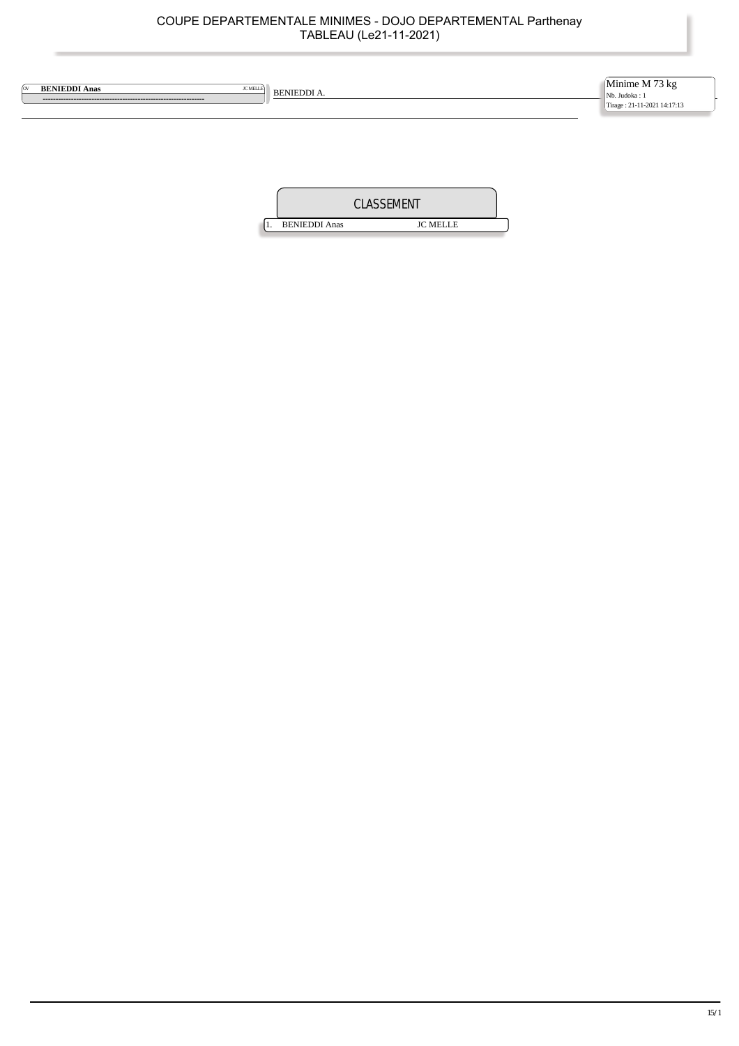# COUPE DEPARTEMENTALE MINIMES - DOJO DEPARTEMENTAL Parthenay
TABLEAU (Le21-11-2021)

Minime M 73 kg
Nb. Judoka : 1
Tirage : 21-11-2021 14:17:13

| | | | |
|---|---|---|---|
| OV | **BENIEDDI Anas** | JC MELLE | BENIEDDI A. |

## CLASSEMENT

| | | |
|---|---|---|
| 1. | BENIEDDI Anas | JC MELLE |